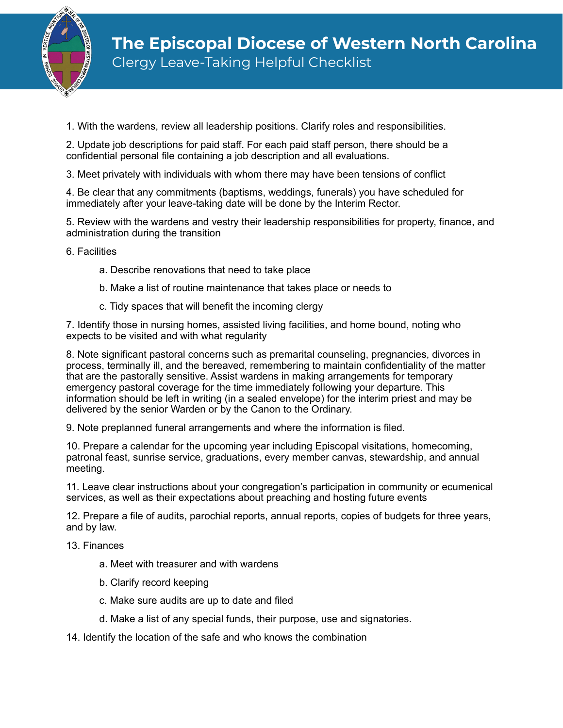# The Episcopal Diocese of Western North Carolina

## Clergy Leave-Taking Helpful Checklist

1. With the wardens, review all leadership positions. Clarify roles and responsibilities.

2. Update job descriptions for paid staff. For each paid staff person, there should be a confidential personal file containing a job description and all evaluations.

3. Meet privately with individuals with whom there may have been tensions of conflict

4. Be clear that any commitments (baptisms, weddings, funerals) you have scheduled for immediately after your leave-taking date will be done by the Interim Rector.

5. Review with the wardens and vestry their leadership responsibilities for property, finance, and administration during the transition

6. Facilities

    a. Describe renovations that need to take place

    b. Make a list of routine maintenance that takes place or needs to

    c. Tidy spaces that will benefit the incoming clergy

7. Identify those in nursing homes, assisted living facilities, and home bound, noting who expects to be visited and with what regularity

8. Note significant pastoral concerns such as premarital counseling, pregnancies, divorces in process, terminally ill, and the bereaved, remembering to maintain confidentiality of the matter that are the pastorally sensitive. Assist wardens in making arrangements for temporary emergency pastoral coverage for the time immediately following your departure. This information should be left in writing (in a sealed envelope) for the interim priest and may be delivered by the senior Warden or by the Canon to the Ordinary.

9. Note preplanned funeral arrangements and where the information is filed.

10. Prepare a calendar for the upcoming year including Episcopal visitations, homecoming, patronal feast, sunrise service, graduations, every member canvas, stewardship, and annual meeting.

11. Leave clear instructions about your congregation's participation in community or ecumenical services, as well as their expectations about preaching and hosting future events

12. Prepare a file of audits, parochial reports, annual reports, copies of budgets for three years, and by law.

13. Finances

    a. Meet with treasurer and with wardens

    b. Clarify record keeping

    c. Make sure audits are up to date and filed

    d. Make a list of any special funds, their purpose, use and signatories.

14. Identify the location of the safe and who knows the combination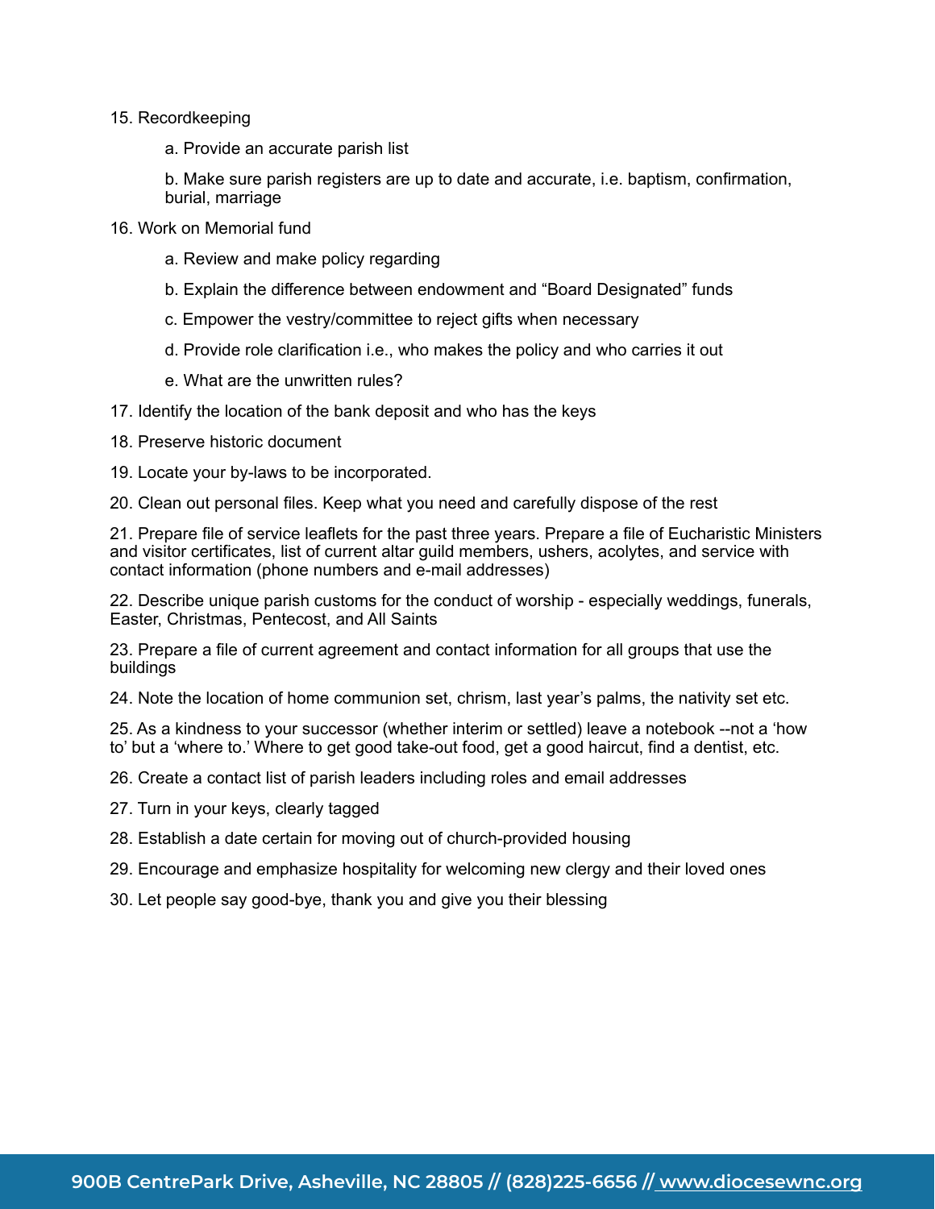15. Recordkeeping

    a. Provide an accurate parish list

    b. Make sure parish registers are up to date and accurate, i.e. baptism, confirmation, burial, marriage

16. Work on Memorial fund

    a. Review and make policy regarding

    b. Explain the difference between endowment and "Board Designated" funds

    c. Empower the vestry/committee to reject gifts when necessary

    d. Provide role clarification i.e., who makes the policy and who carries it out

    e. What are the unwritten rules?

17. Identify the location of the bank deposit and who has the keys

18. Preserve historic document

19. Locate your by-laws to be incorporated.

20. Clean out personal files. Keep what you need and carefully dispose of the rest

21. Prepare file of service leaflets for the past three years. Prepare a file of Eucharistic Ministers and visitor certificates, list of current altar guild members, ushers, acolytes, and service with contact information (phone numbers and e-mail addresses)

22. Describe unique parish customs for the conduct of worship - especially weddings, funerals, Easter, Christmas, Pentecost, and All Saints

23. Prepare a file of current agreement and contact information for all groups that use the buildings

24. Note the location of home communion set, chrism, last year's palms, the nativity set etc.

25. As a kindness to your successor (whether interim or settled) leave a notebook --not a 'how to' but a 'where to.' Where to get good take-out food, get a good haircut, find a dentist, etc.

26. Create a contact list of parish leaders including roles and email addresses

27. Turn in your keys, clearly tagged

28. Establish a date certain for moving out of church-provided housing

29. Encourage and emphasize hospitality for welcoming new clergy and their loved ones

30. Let people say good-bye, thank you and give you their blessing